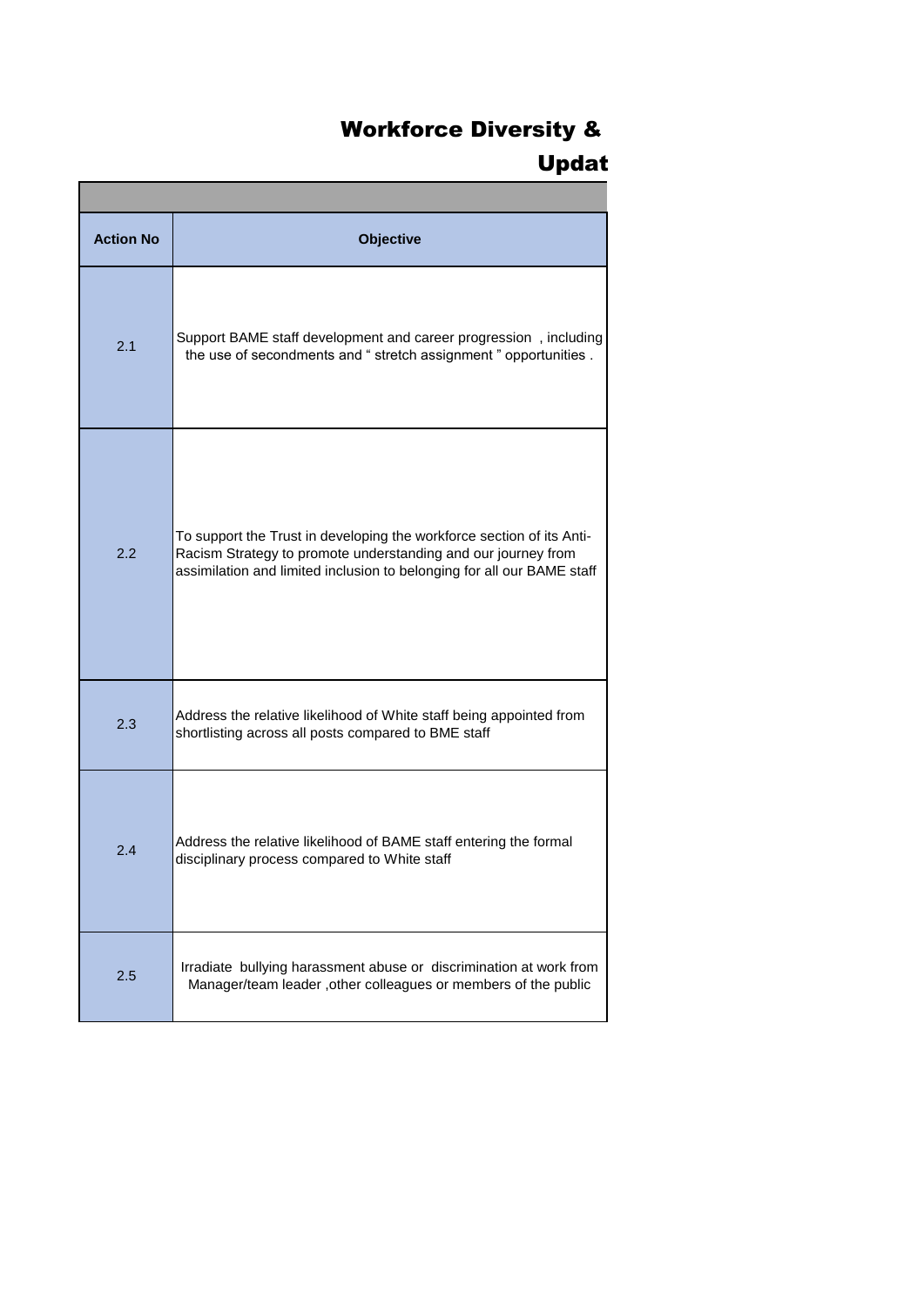# Workforce Diversity &

## Updat

| Action No | Objective |
|---|---|
| 2.1 | Support BAME staff development and career progression , including the use of secondments and " stretch assignment " opportunities . |
| 2.2 | To support the Trust in developing the workforce section of its Anti-Racism Strategy to promote understanding and our journey from assimilation and limited inclusion to belonging for all our BAME staff |
| 2.3 | Address the relative likelihood of White staff being appointed from shortlisting across all posts compared to BME staff |
| 2.4 | Address the relative likelihood of BAME staff entering the formal disciplinary process compared to White staff |
| 2.5 | Irradiate bullying harassment abuse or discrimination at work from Manager/team leader ,other colleagues or members of the public |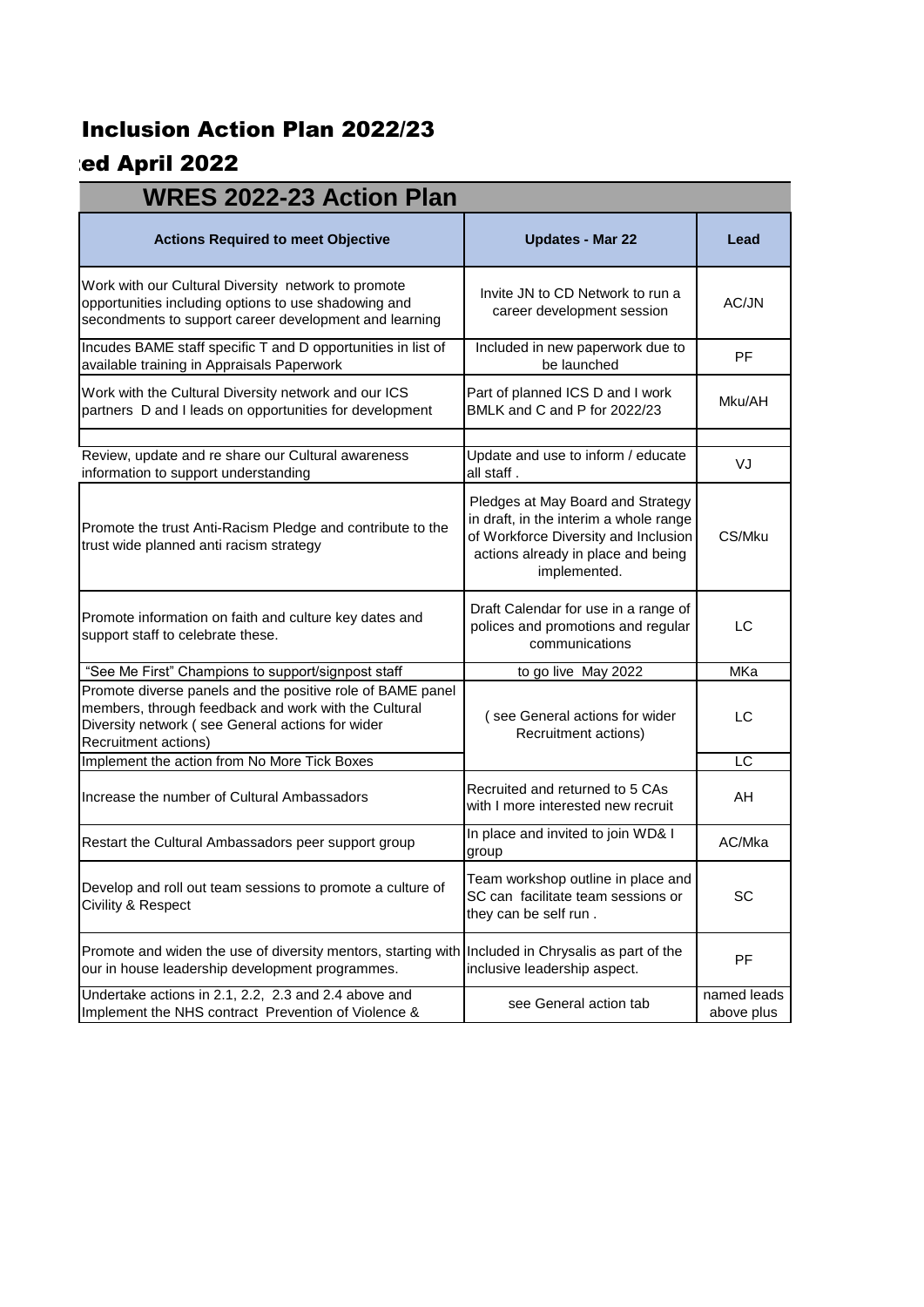# Inclusion Action Plan 2022/23

## ed April 2022

## WRES 2022-23 Action Plan

| Actions Required to meet Objective | Updates - Mar 22 | Lead |
|---|---|---|
| Work with our Cultural Diversity network to promote opportunities including options to use shadowing and secondments to support career development and learning | Invite JN to CD Network to run a career development session | AC/JN |
| Incudes BAME staff specific T and D opportunities in list of available training in Appraisals Paperwork | Included in new paperwork due to be launched | PF |
| Work with the Cultural Diversity network and our ICS partners D and I leads on opportunities for development | Part of planned ICS D and I work BMLK and C and P for 2022/23 | Mku/AH |
| | | |
| Review, update and re share our Cultural awareness information to support understanding | Update and use to inform / educate all staff . | VJ |
| Promote the trust Anti-Racism Pledge and contribute to the trust wide planned anti racism strategy | Pledges at May Board and Strategy in draft, in the interim a whole range of Workforce Diversity and Inclusion actions already in place and being implemented. | CS/Mku |
| Promote information on faith and culture key dates and support staff to celebrate these. | Draft Calendar for use in a range of polices and promotions and regular communications | LC |
| "See Me First" Champions to support/signpost staff | to go live May 2022 | MKa |
| Promote diverse panels and the positive role of BAME panel members, through feedback and work with the Cultural Diversity network ( see General actions for wider Recruitment actions) | ( see General actions for wider Recruitment actions) | LC |
| Implement the action from No More Tick Boxes | | LC |
| Increase the number of Cultural Ambassadors | Recruited and returned to 5 CAs with I more interested new recruit | AH |
| Restart the Cultural Ambassadors peer support group | In place and invited to join WD& I group | AC/Mka |
| Develop and roll out team sessions to promote a culture of Civility & Respect | Team workshop outline in place and SC can facilitate team sessions or they can be self run . | SC |
| Promote and widen the use of diversity mentors, starting with our in house leadership development programmes. | Included in Chrysalis as part of the inclusive leadership aspect. | PF |
| Undertake actions in 2.1, 2.2, 2.3 and 2.4 above and Implement the NHS contract Prevention of Violence & | see General action tab | named leads above plus |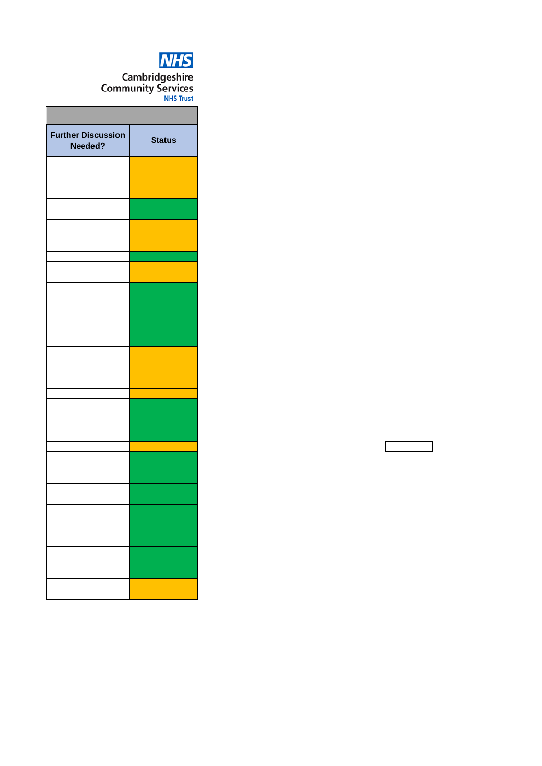Cambridgeshire Community Services NHS Trust

| Further Discussion Needed? | Status |
|---|---|
| | |
| | |
| | |
| | |
| | |
| | |
| | |
| | |
| | |
| | |
| | |
| | |
| | |
| | |
| | |